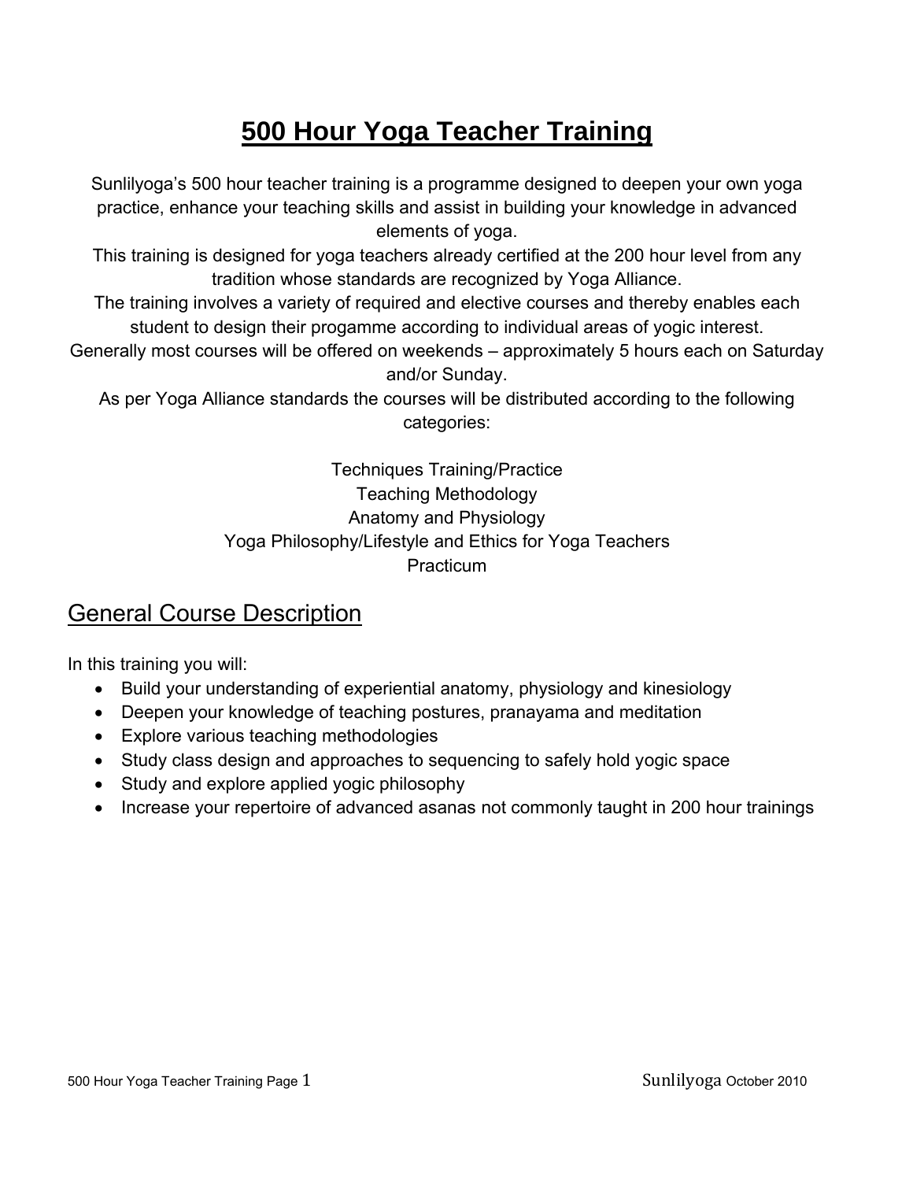# 500 Hour Yoga Teacher Training

Sunlilyoga's 500 hour teacher training is a programme designed to deepen your own yoga practice, enhance your teaching skills and assist in building your knowledge in advanced elements of yoga.

This training is designed for yoga teachers already certified at the 200 hour level from any tradition whose standards are recognized by Yoga Alliance.

The training involves a variety of required and elective courses and thereby enables each student to design their progamme according to individual areas of yogic interest.

Generally most courses will be offered on weekends – approximately 5 hours each on Saturday and/or Sunday.

As per Yoga Alliance standards the courses will be distributed according to the following categories:

Techniques Training/Practice
Teaching Methodology
Anatomy and Physiology
Yoga Philosophy/Lifestyle and Ethics for Yoga Teachers
Practicum

## General Course Description

In this training you will:

- Build your understanding of experiential anatomy, physiology and kinesiology
- Deepen your knowledge of teaching postures, pranayama and meditation
- Explore various teaching methodologies
- Study class design and approaches to sequencing to safely hold yogic space
- Study and explore applied yogic philosophy
- Increase your repertoire of advanced asanas not commonly taught in 200 hour trainings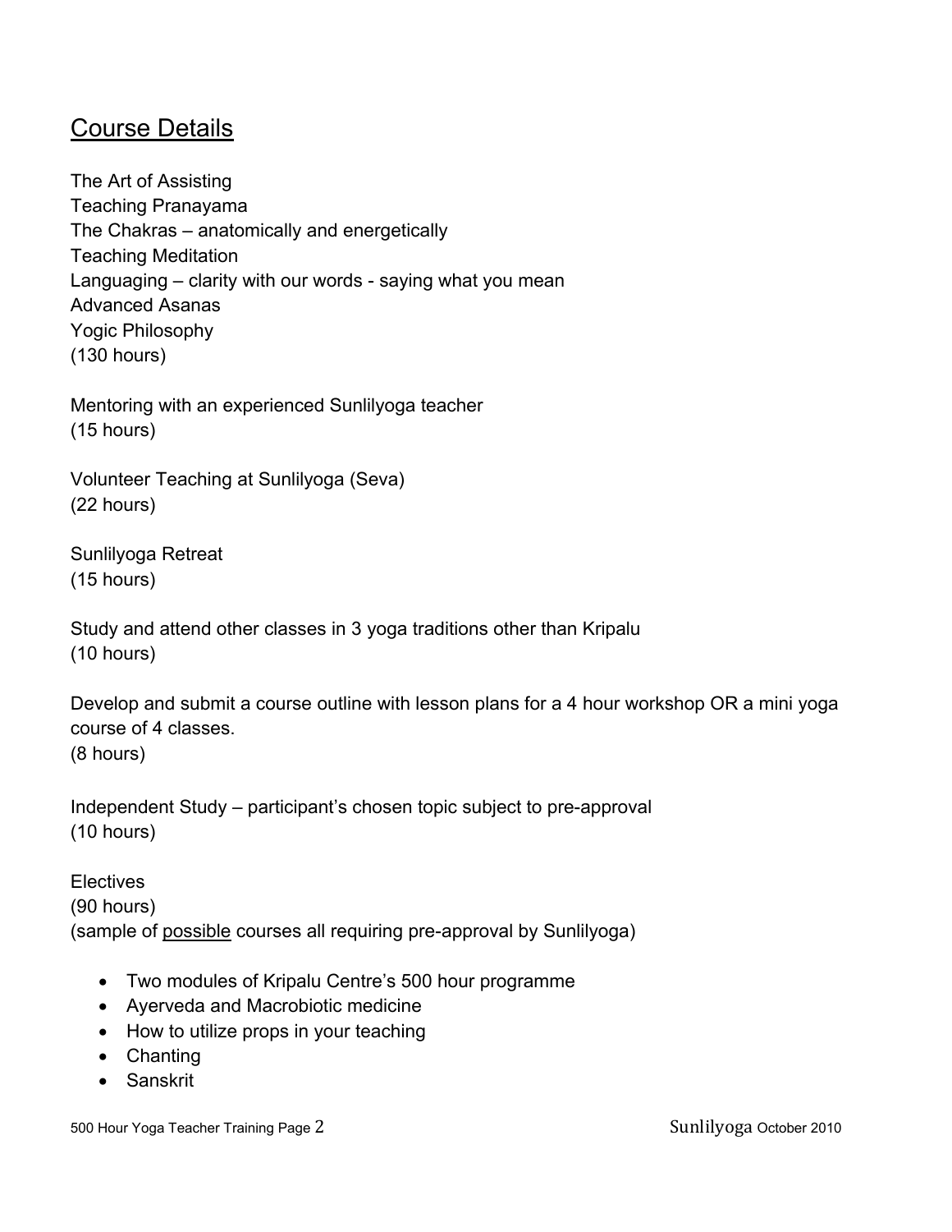## Course Details

The Art of Assisting
Teaching Pranayama
The Chakras – anatomically and energetically
Teaching Meditation
Languaging – clarity with our words - saying what you mean
Advanced Asanas
Yogic Philosophy
(130 hours)

Mentoring with an experienced Sunlilyoga teacher
(15 hours)

Volunteer Teaching at Sunlilyoga (Seva)
(22 hours)

Sunlilyoga Retreat
(15 hours)

Study and attend other classes in 3 yoga traditions other than Kripalu
(10 hours)

Develop and submit a course outline with lesson plans for a 4 hour workshop OR a mini yoga course of 4 classes.
(8 hours)

Independent Study – participant's chosen topic subject to pre-approval
(10 hours)

Electives
(90 hours)
(sample of <u>possible</u> courses all requiring pre-approval by Sunlilyoga)

- Two modules of Kripalu Centre's 500 hour programme
- Ayerveda and Macrobiotic medicine
- How to utilize props in your teaching
- Chanting
- Sanskrit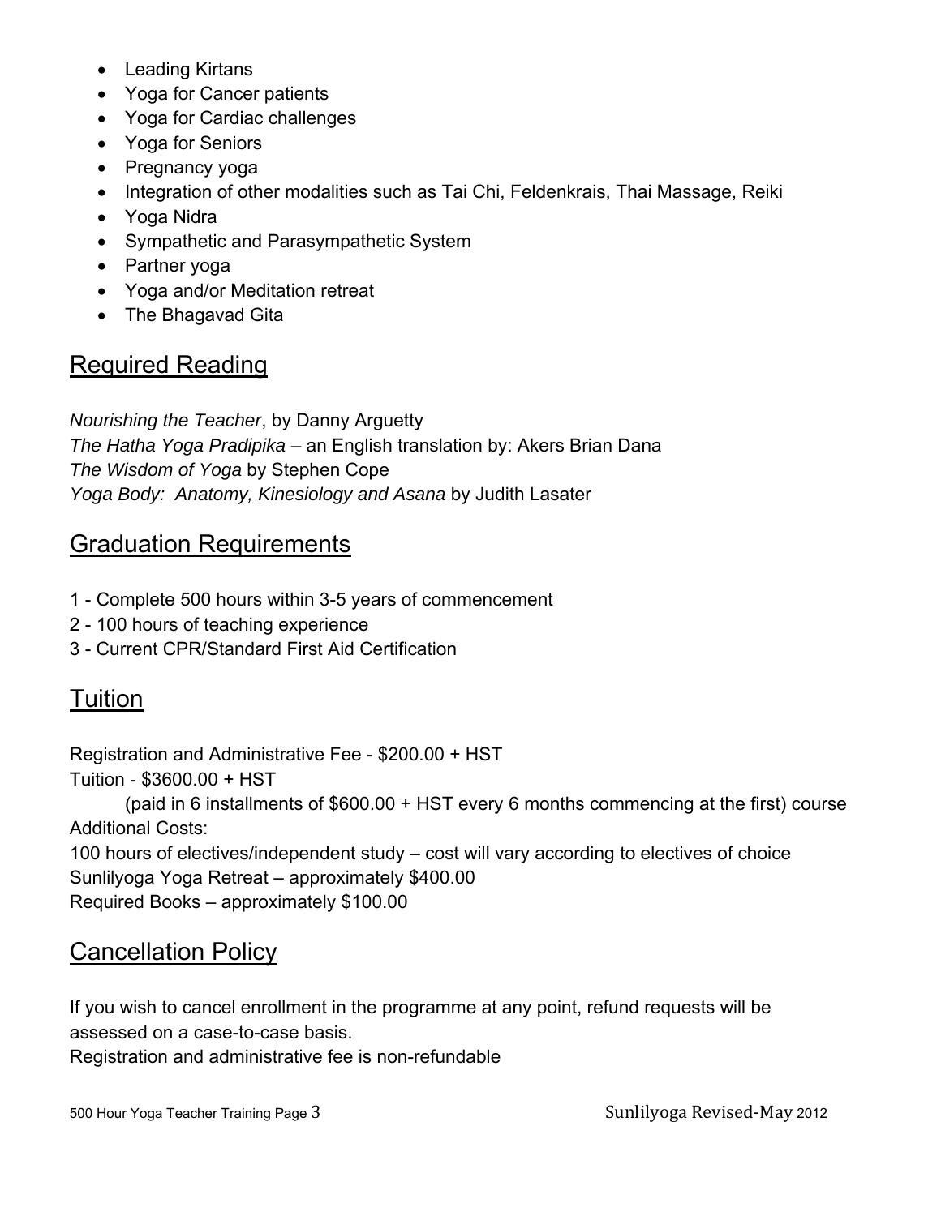- Leading Kirtans
- Yoga for Cancer patients
- Yoga for Cardiac challenges
- Yoga for Seniors
- Pregnancy yoga
- Integration of other modalities such as Tai Chi, Feldenkrais, Thai Massage, Reiki
- Yoga Nidra
- Sympathetic and Parasympathetic System
- Partner yoga
- Yoga and/or Meditation retreat
- The Bhagavad Gita

## Required Reading

*Nourishing the Teacher*, by Danny Arguetty
*The Hatha Yoga Pradipika* – an English translation by: Akers Brian Dana
*The Wisdom of Yoga* by Stephen Cope
*Yoga Body: Anatomy, Kinesiology and Asana* by Judith Lasater

## Graduation Requirements

1 - Complete 500 hours within 3-5 years of commencement
2 - 100 hours of teaching experience
3 - Current CPR/Standard First Aid Certification

## Tuition

Registration and Administrative Fee - $200.00 + HST
Tuition - $3600.00 + HST
(paid in 6 installments of $600.00 + HST every 6 months commencing at the first) course
Additional Costs:
100 hours of electives/independent study – cost will vary according to electives of choice
Sunlilyoga Yoga Retreat – approximately $400.00
Required Books – approximately $100.00

## Cancellation Policy

If you wish to cancel enrollment in the programme at any point, refund requests will be assessed on a case-to-case basis.
Registration and administrative fee is non-refundable